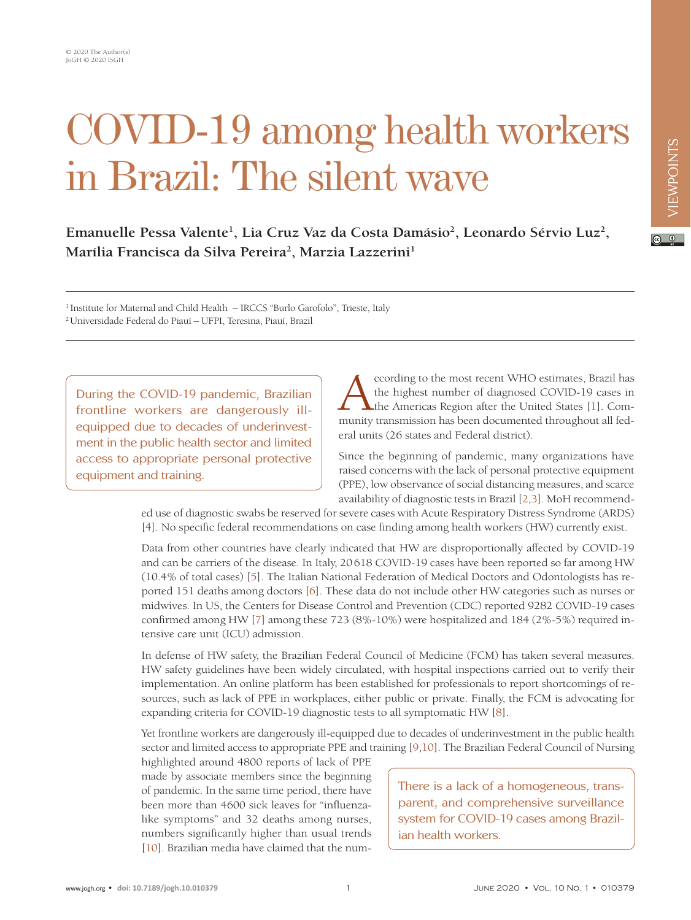# COVID-19 among health workers in Brazil: The silent wave

**Emanuelle Pessa Valente[1], Lia Cruz Vaz da Costa Damásio[2], Leonardo Sérvio Luz[2], Marília Francisca da Silva Pereira[2], Marzia Lazzerini[1]**

[1] Institute for Maternal and Child Health – IRCCS "Burlo Garofolo", Trieste, Italy
[2] Universidade Federal do Piauí – UFPI, Teresina, Piauí, Brazil

> During the COVID-19 pandemic, Brazilian frontline workers are dangerously ill-equipped due to decades of underinvestment in the public health sector and limited access to appropriate personal protective equipment and training.

According to the most recent WHO estimates, Brazil has the highest number of diagnosed COVID-19 cases in the Americas Region after the United States [1]. Community transmission has been documented throughout all federal units (26 states and Federal district).

Since the beginning of pandemic, many organizations have raised concerns with the lack of personal protective equipment (PPE), low observance of social distancing measures, and scarce availability of diagnostic tests in Brazil [2,3]. MoH recommended use of diagnostic swabs be reserved for severe cases with Acute Respiratory Distress Syndrome (ARDS) [4]. No specific federal recommendations on case finding among health workers (HW) currently exist.

Data from other countries have clearly indicated that HW are disproportionally affected by COVID-19 and can be carriers of the disease. In Italy, 20618 COVID-19 cases have been reported so far among HW (10.4% of total cases) [5]. The Italian National Federation of Medical Doctors and Odontologists has reported 151 deaths among doctors [6]. These data do not include other HW categories such as nurses or midwives. In US, the Centers for Disease Control and Prevention (CDC) reported 9282 COVID-19 cases confirmed among HW [7] among these 723 (8%-10%) were hospitalized and 184 (2%-5%) required intensive care unit (ICU) admission.

In defense of HW safety, the Brazilian Federal Council of Medicine (FCM) has taken several measures. HW safety guidelines have been widely circulated, with hospital inspections carried out to verify their implementation. An online platform has been established for professionals to report shortcomings of resources, such as lack of PPE in workplaces, either public or private. Finally, the FCM is advocating for expanding criteria for COVID-19 diagnostic tests to all symptomatic HW [8].

Yet frontline workers are dangerously ill-equipped due to decades of underinvestment in the public health sector and limited access to appropriate PPE and training [9,10]. The Brazilian Federal Council of Nursing highlighted around 4800 reports of lack of PPE made by associate members since the beginning of pandemic. In the same time period, there have been more than 4600 sick leaves for "influenza-like symptoms" and 32 deaths among nurses, numbers significantly higher than usual trends [10]. Brazilian media have claimed that the num-

> There is a lack of a homogeneous, transparent, and comprehensive surveillance system for COVID-19 cases among Brazilian health workers.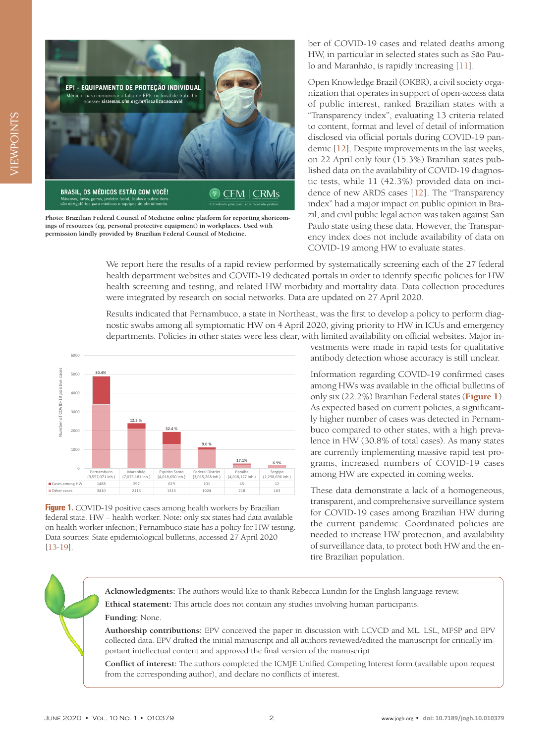Photo: Brazilian Federal Council of Medicine online platform for reporting shortcomings of resources (eg, personal protective equipment) in workplaces. Used with permission kindly provided by Brazilian Federal Council of Medicine.

ber of COVID-19 cases and related deaths among HW, in particular in selected states such as São Paulo and Maranhão, is rapidly increasing [11].

Open Knowledge Brazil (OKBR), a civil society organization that operates in support of open-access data of public interest, ranked Brazilian states with a "Transparency index", evaluating 13 criteria related to content, format and level of detail of information disclosed via official portals during COVID-19 pandemic [12]. Despite improvements in the last weeks, on 22 April only four (15.3%) Brazilian states published data on the availability of COVID-19 diagnostic tests, while 11 (42.3%) provided data on incidence of new ARDS cases [12]. The "Transparency index" had a major impact on public opinion in Brazil, and civil public legal action was taken against San Paulo state using these data. However, the Transparency index does not include availability of data on COVID-19 among HW to evaluate states.

We report here the results of a rapid review performed by systematically screening each of the 27 federal health department websites and COVID-19 dedicated portals in order to identify specific policies for HW health screening and testing, and related HW morbidity and mortality data. Data collection procedures were integrated by research on social networks. Data are updated on 27 April 2020.

Results indicated that Pernambuco, a state in Northeast, was the first to develop a policy to perform diagnostic swabs among all symptomatic HW on 4 April 2020, giving priority to HW in ICUs and emergency departments. Policies in other states were less clear, with limited availability on official websites. Major investments were made in rapid tests for qualitative antibody detection whose accuracy is still unclear.

|  | Pernambuco (9,557,071 inh.) | Maranhão (7,075,181 inh.) | Espírito Santo (4,018,650 inh.) | Federal District (3,015,268 inh.) | Paraíba (4,018,127 inh.) | Sergipe (2,298,696 inh.) |
|---|---|---|---|---|---|---|
| Cases among HW | 1488 | 297 | 629 | 101 | 45 | 12 |
| Other cases | 3410 | 2113 | 1315 | 1024 | 218 | 163 |
| % | 30.4% | 12.3 % | 32.4 % | 9.0 % | 17.1% | 6.9% |

**Figure 1.** COVID-19 positive cases among health workers by Brazilian federal state. HW – health worker. Note: only six states had data available on health worker infection; Pernambuco state has a policy for HW testing. Data sources: State epidemiological bulletins, accessed 27 April 2020 [13-19].

Information regarding COVID-19 confirmed cases among HWs was available in the official bulletins of only six (22.2%) Brazilian Federal states (**Figure 1**). As expected based on current policies, a significantly higher number of cases was detected in Pernambuco compared to other states, with a high prevalence in HW (30.8% of total cases). As many states are currently implementing massive rapid test programs, increased numbers of COVID-19 cases among HW are expected in coming weeks.

These data demonstrate a lack of a homogeneous, transparent, and comprehensive surveillance system for COVID-19 cases among Brazilian HW during the current pandemic. Coordinated policies are needed to increase HW protection, and availability of surveillance data, to protect both HW and the entire Brazilian population.

**Acknowledgments:** The authors would like to thank Rebecca Lundin for the English language review.

**Ethical statement:** This article does not contain any studies involving human participants.

**Funding:** None.

**Authorship contributions:** EPV conceived the paper in discussion with LCVCD and ML. LSL, MFSP and EPV collected data. EPV drafted the initial manuscript and all authors reviewed/edited the manuscript for critically important intellectual content and approved the final version of the manuscript.

**Conflict of interest:** The authors completed the ICMJE Unified Competing Interest form (available upon request from the corresponding author), and declare no conflicts of interest.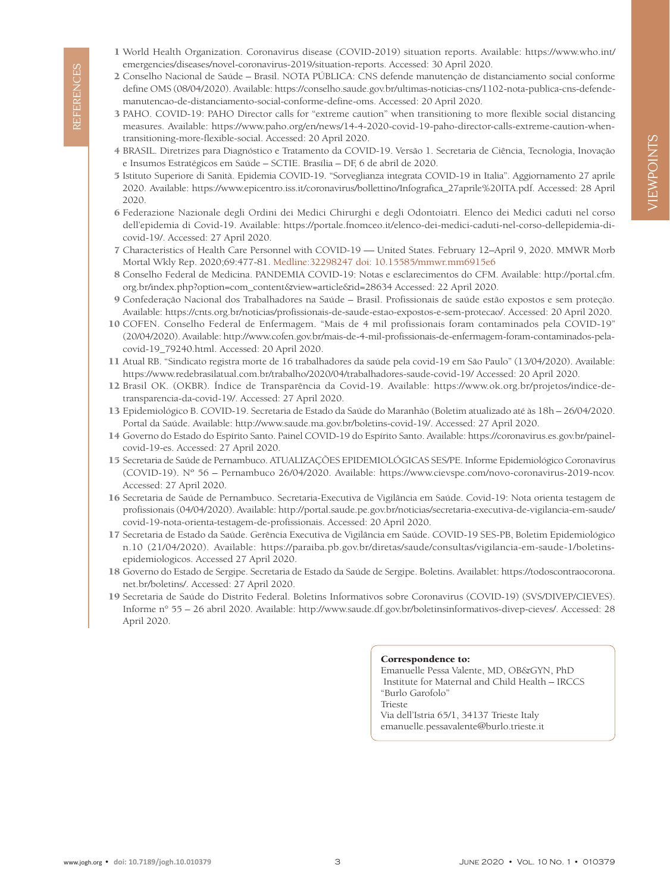## REFERENCES

1. World Health Organization. Coronavirus disease (COVID-2019) situation reports. Available: https://www.who.int/emergencies/diseases/novel-coronavirus-2019/situation-reports. Accessed: 30 April 2020.
2. Conselho Nacional de Saúde – Brasil. NOTA PÚBLICA: CNS defende manutenção de distanciamento social conforme define OMS (08/04/2020). Available: https://conselho.saude.gov.br/ultimas-noticias-cns/1102-nota-publica-cns-defende-manutencao-de-distanciamento-social-conforme-define-oms. Accessed: 20 April 2020.
3. PAHO. COVID-19: PAHO Director calls for "extreme caution" when transitioning to more flexible social distancing measures. Available: https://www.paho.org/en/news/14-4-2020-covid-19-paho-director-calls-extreme-caution-when-transitioning-more-flexible-social. Accessed: 20 April 2020.
4. BRASIL. Diretrizes para Diagnóstico e Tratamento da COVID-19. Versão 1. Secretaria de Ciência, Tecnologia, Inovação e Insumos Estratégicos em Saúde – SCTIE. Brasília – DF, 6 de abril de 2020.
5. Istituto Superiore di Sanità. Epidemia COVID-19. "Sorveglianza integrata COVID-19 in Italia". Aggiornamento 27 aprile 2020. Available: https://www.epicentro.iss.it/coronavirus/bollettino/Infografica_27aprile%20ITA.pdf. Accessed: 28 April 2020.
6. Federazione Nazionale degli Ordini dei Medici Chirurghi e degli Odontoiatri. Elenco dei Medici caduti nel corso dell'epidemia di Covid-19. Available: https://portale.fnomceo.it/elenco-dei-medici-caduti-nel-corso-dellepidemia-di-covid-19/. Accessed: 27 April 2020.
7. Characteristics of Health Care Personnel with COVID-19 — United States. February 12–April 9, 2020. MMWR Morb Mortal Wkly Rep. 2020;69:477-81. Medline:32298247 doi: 10.15585/mmwr.mm6915e6
8. Conselho Federal de Medicina. PANDEMIA COVID-19: Notas e esclarecimentos do CFM. Available: http://portal.cfm.org.br/index.php?option=com_content&view=article&id=28634 Accessed: 22 April 2020.
9. Confederação Nacional dos Trabalhadores na Saúde – Brasil. Profissionais de saúde estão expostos e sem proteção. Available: https://cnts.org.br/noticias/profissionais-de-saude-estao-expostos-e-sem-protecao/. Accessed: 20 April 2020.
10. COFEN. Conselho Federal de Enfermagem. "Mais de 4 mil profissionais foram contaminados pela COVID-19" (20/04/2020). Available: http://www.cofen.gov.br/mais-de-4-mil-profissionais-de-enfermagem-foram-contaminados-pela-covid-19_79240.html. Accessed: 20 April 2020.
11. Atual RB. "Sindicato registra morte de 16 trabalhadores da saúde pela covid-19 em São Paulo" (13/04/2020). Available: https://www.redebrasilatual.com.br/trabalho/2020/04/trabalhadores-saude-covid-19/ Accessed: 20 April 2020.
12. Brasil OK. (OKBR). Índice de Transparência da Covid-19. Available: https://www.ok.org.br/projetos/indice-de-transparencia-da-covid-19/. Accessed: 27 April 2020.
13. Epidemiológico B. COVID-19. Secretaria de Estado da Saúde do Maranhão (Boletim atualizado até às 18h – 26/04/2020. Portal da Saúde. Available: http://www.saude.ma.gov.br/boletins-covid-19/. Accessed: 27 April 2020.
14. Governo do Estado do Espírito Santo. Painel COVID-19 do Espírito Santo. Available: https://coronavirus.es.gov.br/painel-covid-19-es. Accessed: 27 April 2020.
15. Secretaria de Saúde de Pernambuco. ATUALIZAÇÕES EPIDEMIOLÓGICAS SES/PE. Informe Epidemiológico Coronavírus (COVID-19). Nº 56 – Pernambuco 26/04/2020. Available: https://www.cievspe.com/novo-coronavirus-2019-ncov. Accessed: 27 April 2020.
16. Secretaria de Saúde de Pernambuco. Secretaria-Executiva de Vigilância em Saúde. Covid-19: Nota orienta testagem de profissionais (04/04/2020). Available: http://portal.saude.pe.gov.br/noticias/secretaria-executiva-de-vigilancia-em-saude/covid-19-nota-orienta-testagem-de-profissionais. Accessed: 20 April 2020.
17. Secretaria de Estado da Saúde. Gerência Executiva de Vigilância em Saúde. COVID-19 SES-PB, Boletim Epidemiológico n.10 (21/04/2020). Available: https://paraiba.pb.gov.br/diretas/saude/consultas/vigilancia-em-saude-1/boletins-epidemiologicos. Accessed 27 April 2020.
18. Governo do Estado de Sergipe. Secretaria de Estado da Saúde de Sergipe. Boletins. Availablet: https://todoscontraocorona.net.br/boletins/. Accessed: 27 April 2020.
19. Secretaria de Saúde do Distrito Federal. Boletins Informativos sobre Coronavirus (COVID-19) (SVS/DIVEP/CIEVES). Informe nº 55 – 26 abril 2020. Available: http://www.saude.df.gov.br/boletinsinformativos-divep-cieves/. Accessed: 28 April 2020.

**Correspondence to:**
Emanuelle Pessa Valente, MD, OB&GYN, PhD
Institute for Maternal and Child Health – IRCCS "Burlo Garofolo"
Trieste
Via dell'Istria 65/1, 34137 Trieste Italy
emanuelle.pessavalente@burlo.trieste.it